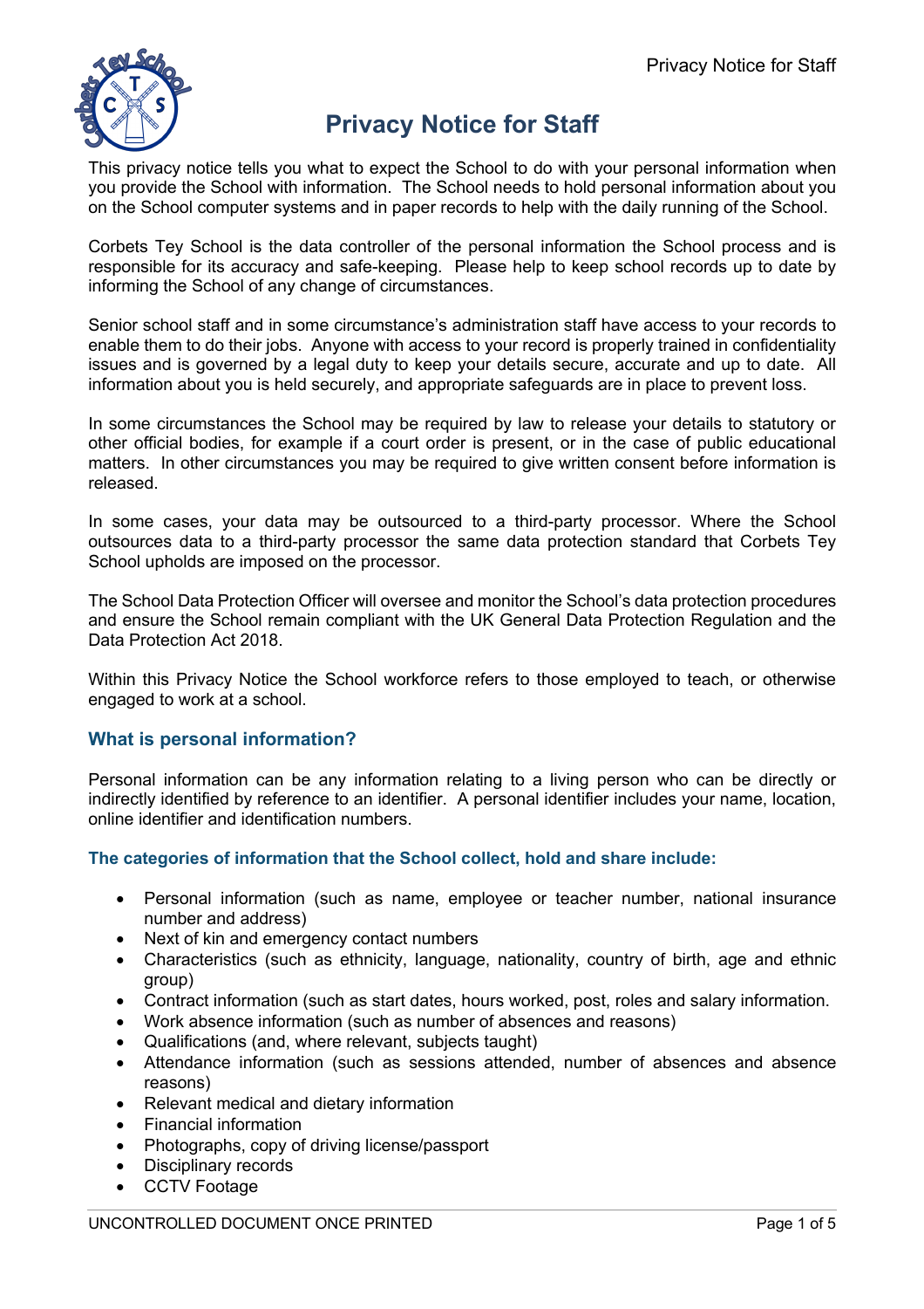# Privacy Notice for Staff

This privacy notice tells you what to expect the School to do with your personal information when you provide the School with information. The School needs to hold personal information about you on the School computer systems and in paper records to help with the daily running of the School.

Corbets Tey School is the data controller of the personal information the School process and is responsible for its accuracy and safe-keeping. Please help to keep school records up to date by informing the School of any change of circumstances.

Senior school staff and in some circumstance's administration staff have access to your records to enable them to do their jobs. Anyone with access to your record is properly trained in confidentiality issues and is governed by a legal duty to keep your details secure, accurate and up to date. All information about you is held securely, and appropriate safeguards are in place to prevent loss.

In some circumstances the School may be required by law to release your details to statutory or other official bodies, for example if a court order is present, or in the case of public educational matters. In other circumstances you may be required to give written consent before information is released.

In some cases, your data may be outsourced to a third-party processor. Where the School outsources data to a third-party processor the same data protection standard that Corbets Tey School upholds are imposed on the processor.

The School Data Protection Officer will oversee and monitor the School's data protection procedures and ensure the School remain compliant with the UK General Data Protection Regulation and the Data Protection Act 2018.

Within this Privacy Notice the School workforce refers to those employed to teach, or otherwise engaged to work at a school.

## What is personal information?

Personal information can be any information relating to a living person who can be directly or indirectly identified by reference to an identifier. A personal identifier includes your name, location, online identifier and identification numbers.

### The categories of information that the School collect, hold and share include:

- Personal information (such as name, employee or teacher number, national insurance number and address)
- Next of kin and emergency contact numbers
- Characteristics (such as ethnicity, language, nationality, country of birth, age and ethnic group)
- Contract information (such as start dates, hours worked, post, roles and salary information.
- Work absence information (such as number of absences and reasons)
- Qualifications (and, where relevant, subjects taught)
- Attendance information (such as sessions attended, number of absences and absence reasons)
- Relevant medical and dietary information
- Financial information
- Photographs, copy of driving license/passport
- Disciplinary records
- CCTV Footage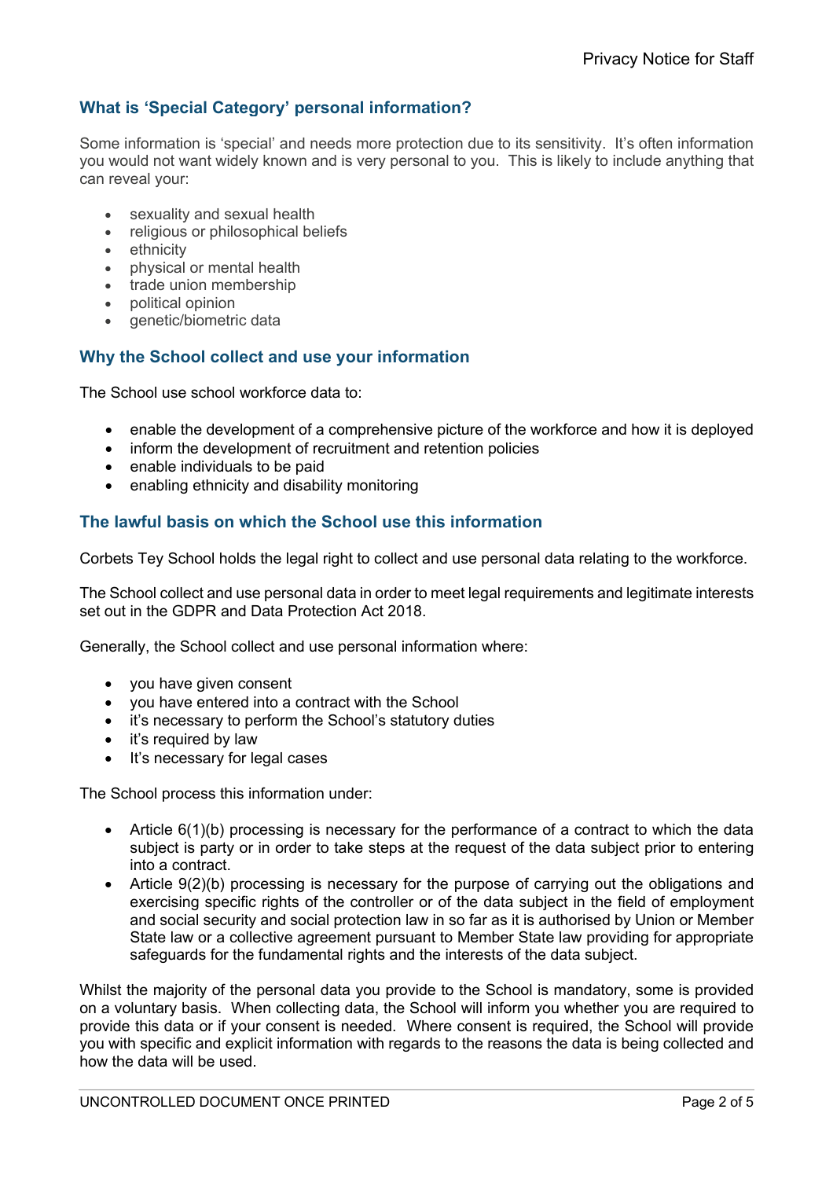## What is 'Special Category' personal information?

Some information is 'special' and needs more protection due to its sensitivity. It's often information you would not want widely known and is very personal to you. This is likely to include anything that can reveal your:

- sexuality and sexual health
- religious or philosophical beliefs
- ethnicity
- physical or mental health
- trade union membership
- political opinion
- genetic/biometric data

## Why the School collect and use your information

The School use school workforce data to:

- enable the development of a comprehensive picture of the workforce and how it is deployed
- inform the development of recruitment and retention policies
- enable individuals to be paid
- enabling ethnicity and disability monitoring

## The lawful basis on which the School use this information

Corbets Tey School holds the legal right to collect and use personal data relating to the workforce.

The School collect and use personal data in order to meet legal requirements and legitimate interests set out in the GDPR and Data Protection Act 2018.

Generally, the School collect and use personal information where:

- you have given consent
- you have entered into a contract with the School
- it's necessary to perform the School's statutory duties
- it's required by law
- It's necessary for legal cases

The School process this information under:

- Article 6(1)(b) processing is necessary for the performance of a contract to which the data subject is party or in order to take steps at the request of the data subject prior to entering into a contract.
- Article 9(2)(b) processing is necessary for the purpose of carrying out the obligations and exercising specific rights of the controller or of the data subject in the field of employment and social security and social protection law in so far as it is authorised by Union or Member State law or a collective agreement pursuant to Member State law providing for appropriate safeguards for the fundamental rights and the interests of the data subject.

Whilst the majority of the personal data you provide to the School is mandatory, some is provided on a voluntary basis. When collecting data, the School will inform you whether you are required to provide this data or if your consent is needed. Where consent is required, the School will provide you with specific and explicit information with regards to the reasons the data is being collected and how the data will be used.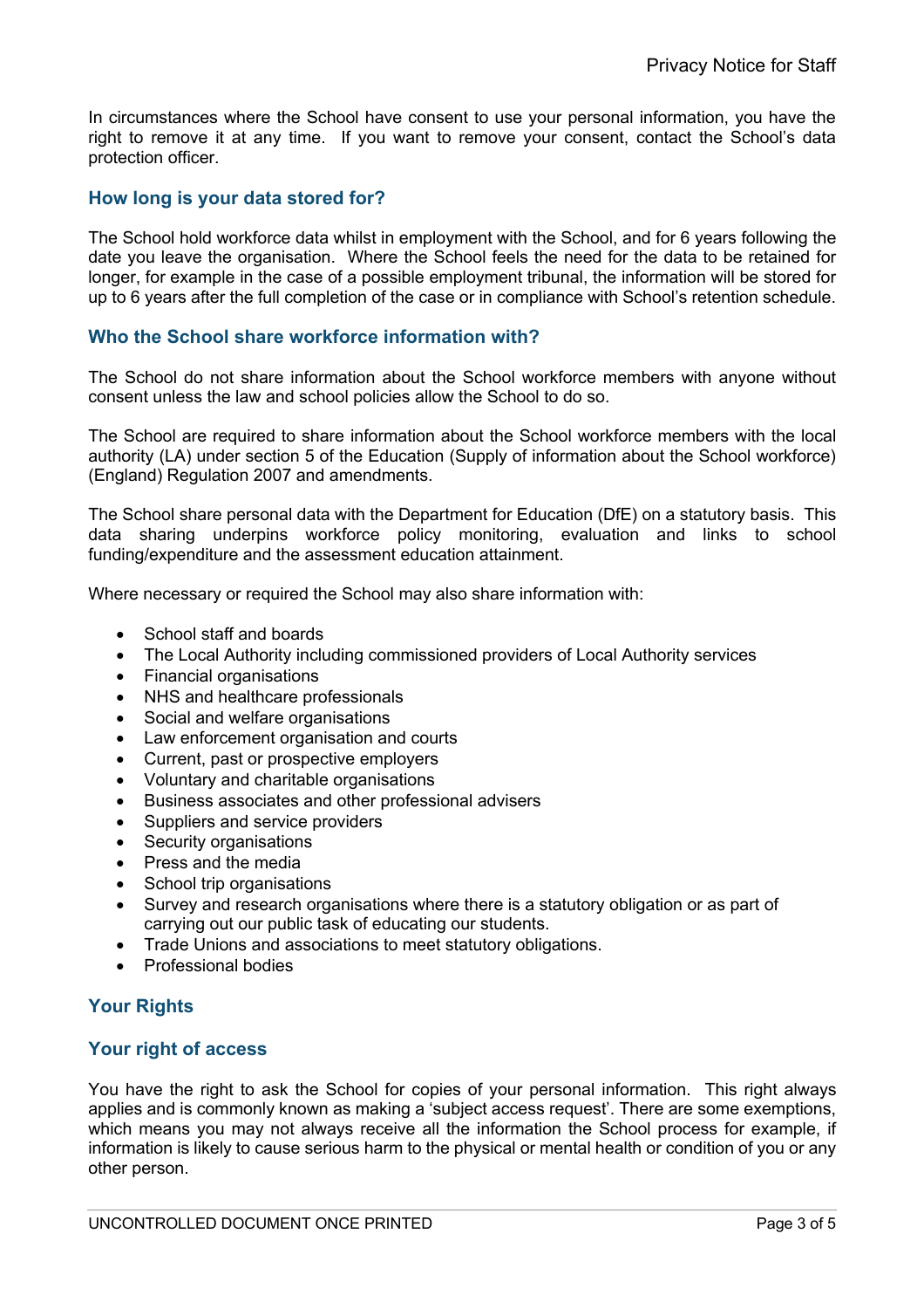In circumstances where the School have consent to use your personal information, you have the right to remove it at any time. If you want to remove your consent, contact the School's data protection officer.

## How long is your data stored for?

The School hold workforce data whilst in employment with the School, and for 6 years following the date you leave the organisation. Where the School feels the need for the data to be retained for longer, for example in the case of a possible employment tribunal, the information will be stored for up to 6 years after the full completion of the case or in compliance with School's retention schedule.

## Who the School share workforce information with?

The School do not share information about the School workforce members with anyone without consent unless the law and school policies allow the School to do so.

The School are required to share information about the School workforce members with the local authority (LA) under section 5 of the Education (Supply of information about the School workforce) (England) Regulation 2007 and amendments.

The School share personal data with the Department for Education (DfE) on a statutory basis. This data sharing underpins workforce policy monitoring, evaluation and links to school funding/expenditure and the assessment education attainment.

Where necessary or required the School may also share information with:

- School staff and boards
- The Local Authority including commissioned providers of Local Authority services
- Financial organisations
- NHS and healthcare professionals
- Social and welfare organisations
- Law enforcement organisation and courts
- Current, past or prospective employers
- Voluntary and charitable organisations
- Business associates and other professional advisers
- Suppliers and service providers
- Security organisations
- Press and the media
- School trip organisations
- Survey and research organisations where there is a statutory obligation or as part of carrying out our public task of educating our students.
- Trade Unions and associations to meet statutory obligations.
- Professional bodies

## Your Rights

## Your right of access

You have the right to ask the School for copies of your personal information. This right always applies and is commonly known as making a 'subject access request'. There are some exemptions, which means you may not always receive all the information the School process for example, if information is likely to cause serious harm to the physical or mental health or condition of you or any other person.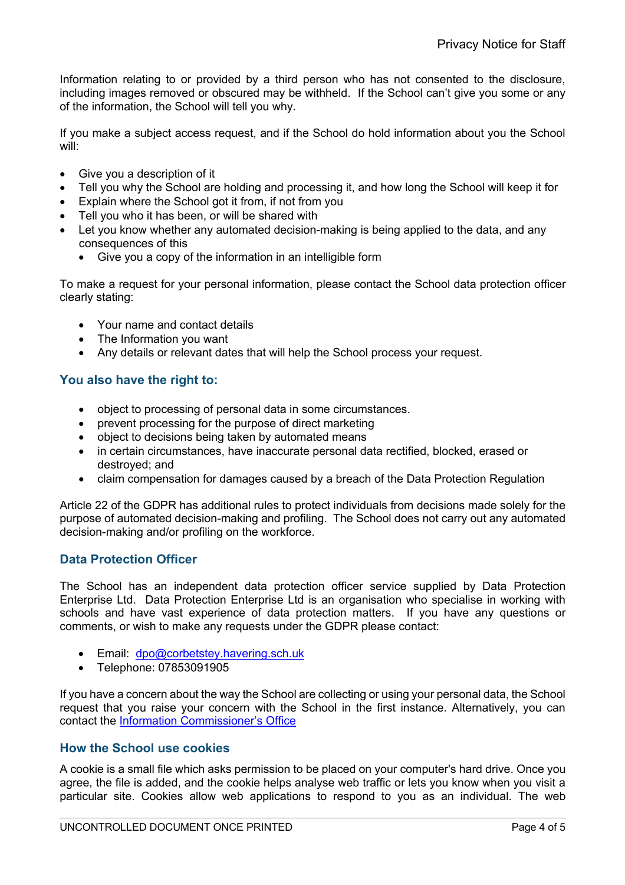Information relating to or provided by a third person who has not consented to the disclosure, including images removed or obscured may be withheld. If the School can't give you some or any of the information, the School will tell you why.

If you make a subject access request, and if the School do hold information about you the School will:

- Give you a description of it
- Tell you why the School are holding and processing it, and how long the School will keep it for
- Explain where the School got it from, if not from you
- Tell you who it has been, or will be shared with
- Let you know whether any automated decision-making is being applied to the data, and any consequences of this
  - Give you a copy of the information in an intelligible form

To make a request for your personal information, please contact the School data protection officer clearly stating:

- Your name and contact details
- The Information you want
- Any details or relevant dates that will help the School process your request.

## You also have the right to:

- object to processing of personal data in some circumstances.
- prevent processing for the purpose of direct marketing
- object to decisions being taken by automated means
- in certain circumstances, have inaccurate personal data rectified, blocked, erased or destroyed; and
- claim compensation for damages caused by a breach of the Data Protection Regulation

Article 22 of the GDPR has additional rules to protect individuals from decisions made solely for the purpose of automated decision-making and profiling. The School does not carry out any automated decision-making and/or profiling on the workforce.

## Data Protection Officer

The School has an independent data protection officer service supplied by Data Protection Enterprise Ltd. Data Protection Enterprise Ltd is an organisation who specialise in working with schools and have vast experience of data protection matters. If you have any questions or comments, or wish to make any requests under the GDPR please contact:

- Email: [dpo@corbetsey.havering.sch.uk](mailto:dpo@corbetsey.havering.sch.uk)
- Telephone: 07853091905

If you have a concern about the way the School are collecting or using your personal data, the School request that you raise your concern with the School in the first instance. Alternatively, you can contact the [Information Commissioner's Office]()

## How the School use cookies

A cookie is a small file which asks permission to be placed on your computer's hard drive. Once you agree, the file is added, and the cookie helps analyse web traffic or lets you know when you visit a particular site. Cookies allow web applications to respond to you as an individual. The web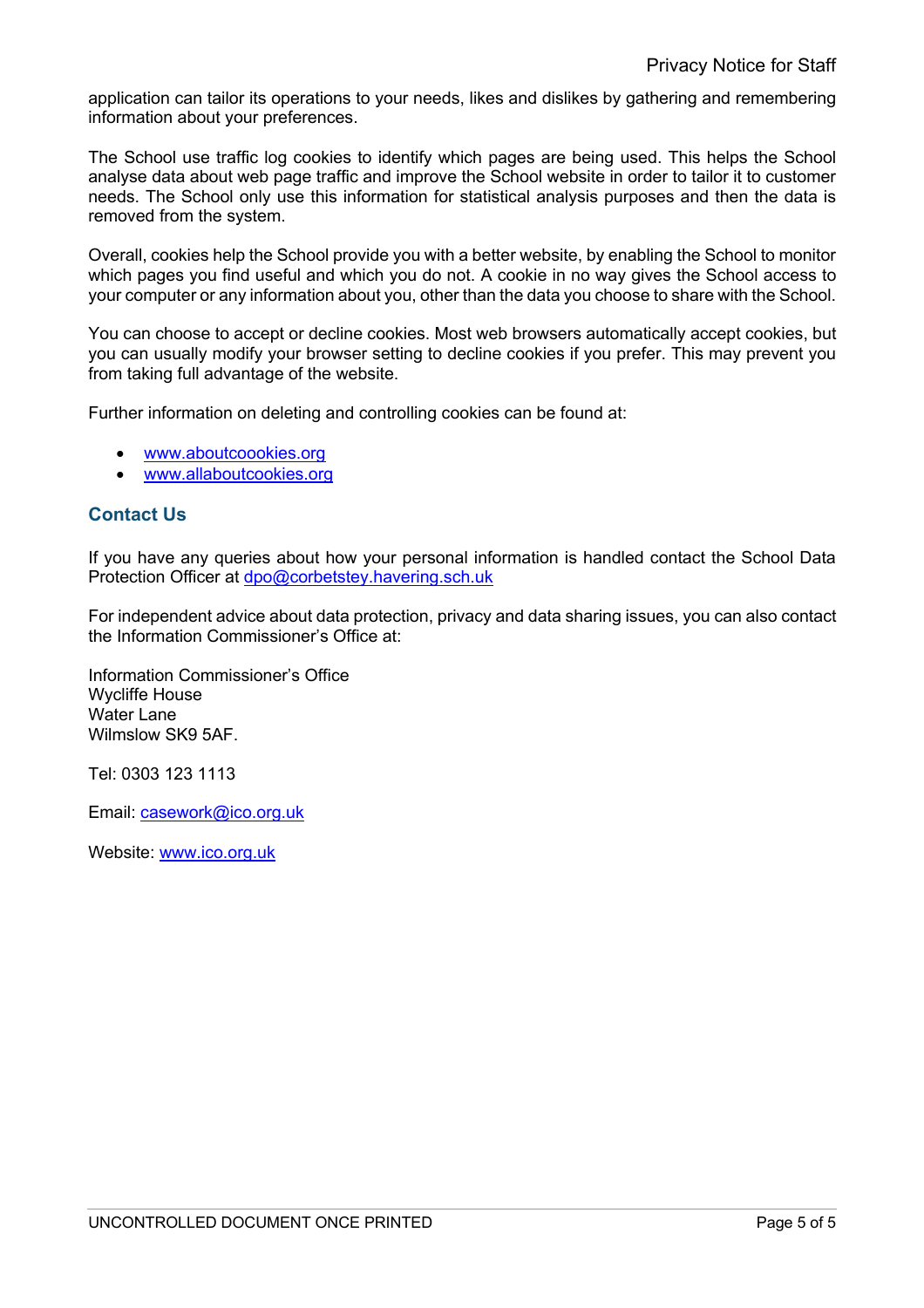application can tailor its operations to your needs, likes and dislikes by gathering and remembering information about your preferences.

The School use traffic log cookies to identify which pages are being used. This helps the School analyse data about web page traffic and improve the School website in order to tailor it to customer needs. The School only use this information for statistical analysis purposes and then the data is removed from the system.

Overall, cookies help the School provide you with a better website, by enabling the School to monitor which pages you find useful and which you do not. A cookie in no way gives the School access to your computer or any information about you, other than the data you choose to share with the School.

You can choose to accept or decline cookies. Most web browsers automatically accept cookies, but you can usually modify your browser setting to decline cookies if you prefer. This may prevent you from taking full advantage of the website.

Further information on deleting and controlling cookies can be found at:

- www.aboutcoookies.org
- www.allaboutcookies.org

## Contact Us

If you have any queries about how your personal information is handled contact the School Data Protection Officer at dpo@corbetstey.havering.sch.uk

For independent advice about data protection, privacy and data sharing issues, you can also contact the Information Commissioner's Office at:

Information Commissioner's Office
Wycliffe House
Water Lane
Wilmslow SK9 5AF.

Tel: 0303 123 1113

Email: casework@ico.org.uk

Website: www.ico.org.uk